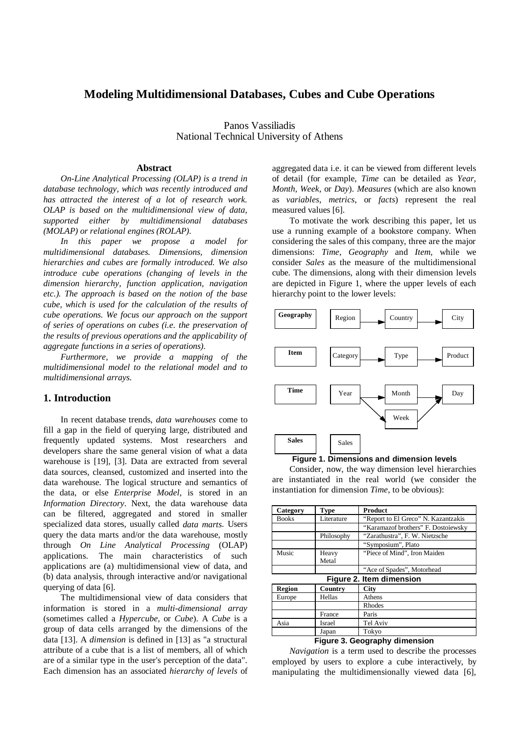# Modeling Multidimensional Databases, Cubes and Cube Operations

Panos Vassiliadis
National Technical University of Athens

## Abstract

*On-Line Analytical Processing (OLAP) is a trend in database technology, which was recently introduced and has attracted the interest of a lot of research work. OLAP is based on the multidimensional view of data, supported either by multidimensional databases (MOLAP) or relational engines (ROLAP).*

*In this paper we propose a model for multidimensional databases. Dimensions, dimension hierarchies and cubes are formally introduced. We also introduce cube operations (changing of levels in the dimension hierarchy, function application, navigation etc.). The approach is based on the notion of the base cube, which is used for the calculation of the results of cube operations. We focus our approach on the support of series of operations on cubes (i.e. the preservation of the results of previous operations and the applicability of aggregate functions in a series of operations).*

*Furthermore, we provide a mapping of the multidimensional model to the relational model and to multidimensional arrays.*

## 1. Introduction

In recent database trends, *data warehouses* come to fill a gap in the field of querying large, distributed and frequently updated systems. Most researchers and developers share the same general vision of what a data warehouse is [19], [3]. Data are extracted from several data sources, cleansed, customized and inserted into the data warehouse. The logical structure and semantics of the data, or else *Enterprise Model*, is stored in an *Information Directory*. Next, the data warehouse data can be filtered, aggregated and stored in smaller specialized data stores, usually called *data marts*. Users query the data marts and/or the data warehouse, mostly through *On Line Analytical Processing* (OLAP) applications. The main characteristics of such applications are (a) multidimensional view of data, and (b) data analysis, through interactive and/or navigational querying of data [6].

The multidimensional view of data considers that information is stored in a *multi-dimensional array* (sometimes called a *Hypercube*, or *Cube*). A *Cube* is a group of data cells arranged by the dimensions of the data [13]. A *dimension* is defined in [13] as "a structural attribute of a cube that is a list of members, all of which are of a similar type in the user's perception of the data". Each dimension has an associated *hierarchy of levels* of aggregated data i.e. it can be viewed from different levels of detail (for example, *Time* can be detailed as *Year, Month, Week,* or *Day*). *Measures* (which are also known as *variables*, *metrics*, or *facts*) represent the real measured values [6].

To motivate the work describing this paper, let us use a running example of a bookstore company. When considering the sales of this company, three are the major dimensions: *Time*, *Geography* and *Item*, while we consider *Sales* as the measure of the multidimensional cube. The dimensions, along with their dimension levels are depicted in Figure 1, where the upper levels of each hierarchy point to the lower levels:

**Geography**: Region → Country → City

**Item**: Category → Type → Product

**Time**: Year → Month → Day; Year → Week → Day

**Sales**: Sales

**Figure 1. Dimensions and dimension levels**

Consider, now, the way dimension level hierarchies are instantiated in the real world (we consider the instantiation for dimension *Time*, to be obvious):

| Category | Type | Product |
|---|---|---|
| Books | Literature | "Report to El Greco" N. Kazantzakis |
| | | "Karamazof brothers" F. Dostoiewsky |
| | Philosophy | "Zarathustra", F. W. Nietzsche |
| | | "Symposium", Plato |
| Music | Heavy Metal | "Piece of Mind", Iron Maiden |
| | | "Ace of Spades", Motorhead |

**Figure 2. Item dimension**

| Region | Country | City |
|---|---|---|
| Europe | Hellas | Athens |
| | | Rhodes |
| | France | Paris |
| Asia | Israel | Tel Aviv |
| | Japan | Tokyo |

**Figure 3. Geography dimension**

*Navigation* is a term used to describe the processes employed by users to explore a cube interactively, by manipulating the multidimensionally viewed data [6],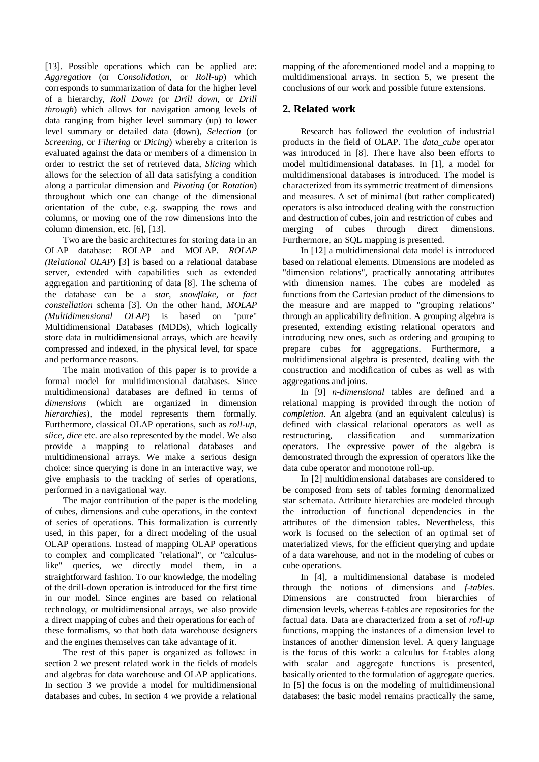[13]. Possible operations which can be applied are: *Aggregation* (or *Consolidation*, or *Roll-up*) which corresponds to summarization of data for the higher level of a hierarchy, *Roll Down (*or *Drill down*, or *Drill through*) which allows for navigation among levels of data ranging from higher level summary (up) to lower level summary or detailed data (down), *Selection* (or *Screening*, or *Filtering* or *Dicing*) whereby a criterion is evaluated against the data or members of a dimension in order to restrict the set of retrieved data, *Slicing* which allows for the selection of all data satisfying a condition along a particular dimension and *Pivoting* (or *Rotation*) throughout which one can change of the dimensional orientation of the cube, e.g. swapping the rows and columns, or moving one of the row dimensions into the column dimension, etc. [6], [13].

Two are the basic architectures for storing data in an OLAP database: ROLAP and MOLAP. *ROLAP (Relational OLAP*) [3] is based on a relational database server, extended with capabilities such as extended aggregation and partitioning of data [8]. The schema of the database can be a *star, snowflake,* or *fact constellation* schema [3]. On the other hand, *MOLAP (Multidimensional OLAP*) is based on "pure" Multidimensional Databases (MDDs), which logically store data in multidimensional arrays, which are heavily compressed and indexed, in the physical level, for space and performance reasons.

The main motivation of this paper is to provide a formal model for multidimensional databases. Since multidimensional databases are defined in terms of *dimensions* (which are organized in dimension *hierarchies*), the model represents them formally. Furthermore, classical OLAP operations, such as *roll-up, slice, dice* etc. are also represented by the model. We also provide a mapping to relational databases and multidimensional arrays. We make a serious design choice: since querying is done in an interactive way, we give emphasis to the tracking of series of operations, performed in a navigational way.

The major contribution of the paper is the modeling of cubes, dimensions and cube operations, in the context of series of operations. This formalization is currently used, in this paper, for a direct modeling of the usual OLAP operations. Instead of mapping OLAP operations to complex and complicated "relational", or "calculus-like" queries, we directly model them, in a straightforward fashion. To our knowledge, the modeling of the drill-down operation is introduced for the first time in our model. Since engines are based on relational technology, or multidimensional arrays, we also provide a direct mapping of cubes and their operations for each of these formalisms, so that both data warehouse designers and the engines themselves can take advantage of it.

The rest of this paper is organized as follows: in section 2 we present related work in the fields of models and algebras for data warehouse and OLAP applications. In section 3 we provide a model for multidimensional databases and cubes. In section 4 we provide a relational mapping of the aforementioned model and a mapping to multidimensional arrays. In section 5, we present the conclusions of our work and possible future extensions.

## 2. Related work

Research has followed the evolution of industrial products in the field of OLAP. The *data_cube* operator was introduced in [8]. There have also been efforts to model multidimensional databases. In [1], a model for multidimensional databases is introduced. The model is characterized from its symmetric treatment of dimensions and measures. A set of minimal (but rather complicated) operators is also introduced dealing with the construction and destruction of cubes, join and restriction of cubes and merging of cubes through direct dimensions. Furthermore, an SQL mapping is presented.

In [12] a multidimensional data model is introduced based on relational elements. Dimensions are modeled as "dimension relations", practically annotating attributes with dimension names. The cubes are modeled as functions from the Cartesian product of the dimensions to the measure and are mapped to "grouping relations" through an applicability definition. A grouping algebra is presented, extending existing relational operators and introducing new ones, such as ordering and grouping to prepare cubes for aggregations. Furthermore, a multidimensional algebra is presented, dealing with the construction and modification of cubes as well as with aggregations and joins.

In [9] *n-dimensional* tables are defined and a relational mapping is provided through the notion of *completion*. An algebra (and an equivalent calculus) is defined with classical relational operators as well as restructuring, classification and summarization operators. The expressive power of the algebra is demonstrated through the expression of operators like the data cube operator and monotone roll-up.

In [2] multidimensional databases are considered to be composed from sets of tables forming denormalized star schemata. Attribute hierarchies are modeled through the introduction of functional dependencies in the attributes of the dimension tables. Nevertheless, this work is focused on the selection of an optimal set of materialized views, for the efficient querying and update of a data warehouse, and not in the modeling of cubes or cube operations.

In [4], a multidimensional database is modeled through the notions of dimensions and *f-tables*. Dimensions are constructed from hierarchies of dimension levels, whereas f-tables are repositories for the factual data. Data are characterized from a set of *roll-up* functions, mapping the instances of a dimension level to instances of another dimension level. A query language is the focus of this work: a calculus for f-tables along with scalar and aggregate functions is presented, basically oriented to the formulation of aggregate queries. In [5] the focus is on the modeling of multidimensional databases: the basic model remains practically the same,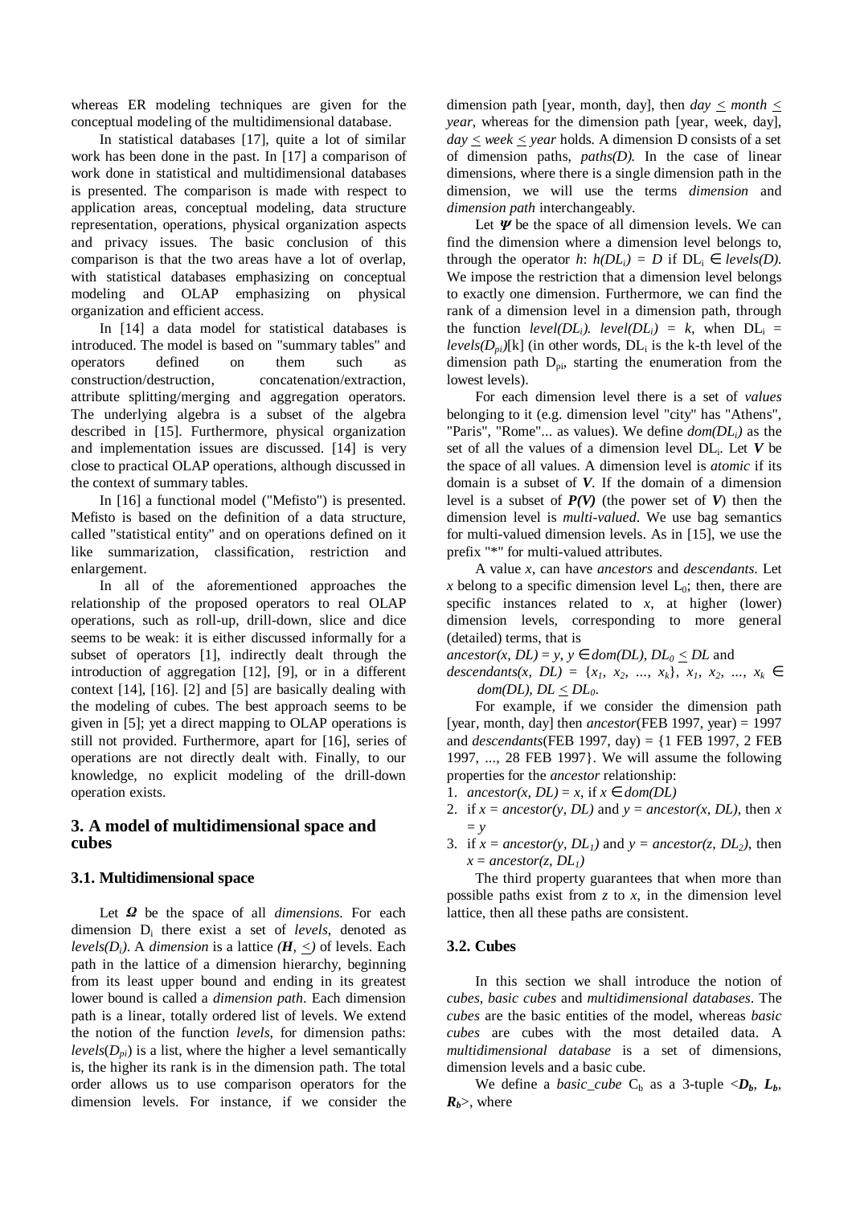whereas ER modeling techniques are given for the conceptual modeling of the multidimensional database.

In statistical databases [17], quite a lot of similar work has been done in the past. In [17] a comparison of work done in statistical and multidimensional databases is presented. The comparison is made with respect to application areas, conceptual modeling, data structure representation, operations, physical organization aspects and privacy issues. The basic conclusion of this comparison is that the two areas have a lot of overlap, with statistical databases emphasizing on conceptual modeling and OLAP emphasizing on physical organization and efficient access.

In [14] a data model for statistical databases is introduced. The model is based on "summary tables" and operators defined on them such as construction/destruction, concatenation/extraction, attribute splitting/merging and aggregation operators. The underlying algebra is a subset of the algebra described in [15]. Furthermore, physical organization and implementation issues are discussed. [14] is very close to practical OLAP operations, although discussed in the context of summary tables.

In [16] a functional model ("Mefisto") is presented. Mefisto is based on the definition of a data structure, called "statistical entity" and on operations defined on it like summarization, classification, restriction and enlargement.

In all of the aforementioned approaches the relationship of the proposed operators to real OLAP operations, such as roll-up, drill-down, slice and dice seems to be weak: it is either discussed informally for a subset of operators [1], indirectly dealt through the introduction of aggregation [12], [9], or in a different context [14], [16]. [2] and [5] are basically dealing with the modeling of cubes. The best approach seems to be given in [5]; yet a direct mapping to OLAP operations is still not provided. Furthermore, apart for [16], series of operations are not directly dealt with. Finally, to our knowledge, no explicit modeling of the drill-down operation exists.

## 3. A model of multidimensional space and cubes

### 3.1. Multidimensional space

Let $\boldsymbol{\Omega}$ be the space of all *dimensions*. For each dimension $D_i$ there exist a set of *levels*, denoted as *levels*$(D_i)$. A *dimension* is a lattice $(\boldsymbol{H}, \leq)$ of levels. Each path in the lattice of a dimension hierarchy, beginning from its least upper bound and ending in its greatest lower bound is called a *dimension path*. Each dimension path is a linear, totally ordered list of levels. We extend the notion of the function *levels*, for dimension paths: *levels*$(D_{pi})$ is a list, where the higher a level semantically is, the higher its rank is in the dimension path. The total order allows us to use comparison operators for the dimension levels. For instance, if we consider the dimension path [year, month, day], then $day \leq month \leq year$, whereas for the dimension path [year, week, day], $day \leq week \leq year$ holds. A dimension D consists of a set of dimension paths, *paths(D)*. In the case of linear dimensions, where there is a single dimension path in the dimension, we will use the terms *dimension* and *dimension path* interchangeably.

Let $\boldsymbol{\Psi}$ be the space of all dimension levels. We can find the dimension where a dimension level belongs to, through the operator *h*: $h(DL_i) = D$ if $DL_i \in levels(D)$. We impose the restriction that a dimension level belongs to exactly one dimension. Furthermore, we can find the rank of a dimension level in a dimension path, through the function $level(DL_i)$. $level(DL_i) = k$, when $DL_i = levels(D_{pi})[k]$ (in other words, $DL_i$ is the k-th level of the dimension path $D_{pi}$, starting the enumeration from the lowest levels).

For each dimension level there is a set of *values* belonging to it (e.g. dimension level "city" has "Athens", "Paris", "Rome"... as values). We define $dom(DL_i)$ as the set of all the values of a dimension level $DL_i$. Let $\boldsymbol{V}$ be the space of all values. A dimension level is *atomic* if its domain is a subset of $\boldsymbol{V}$. If the domain of a dimension level is a subset of $\boldsymbol{P(V)}$ (the power set of $\boldsymbol{V}$) then the dimension level is *multi-valued*. We use bag semantics for multi-valued dimension levels. As in [15], we use the prefix "*" for multi-valued attributes.

A value *x*, can have *ancestors* and *descendants*. Let *x* belong to a specific dimension level $L_0$; then, there are specific instances related to *x*, at higher (lower) dimension levels, corresponding to more general (detailed) terms, that is

$ancestor(x, DL) = y$, $y \in dom(DL)$, $DL_0 \leq DL$ and

$descendants(x, DL) = \{x_1, x_2, \ldots, x_k\}$, $x_1, x_2, \ldots, x_k \in dom(DL)$, $DL \leq DL_0$.

For example, if we consider the dimension path [year, month, day] then *ancestor*(FEB 1997, year) = 1997 and *descendants*(FEB 1997, day) = {1 FEB 1997, 2 FEB 1997, ..., 28 FEB 1997}. We will assume the following properties for the *ancestor* relationship:

1. $ancestor(x, DL) = x$, if $x \in dom(DL)$
2. if $x = ancestor(y, DL)$ and $y = ancestor(x, DL)$, then $x = y$
3. if $x = ancestor(y, DL_1)$ and $y = ancestor(z, DL_2)$, then $x = ancestor(z, DL_1)$

The third property guarantees that when more than possible paths exist from *z* to *x*, in the dimension level lattice, then all these paths are consistent.

### 3.2. Cubes

In this section we shall introduce the notion of *cubes*, *basic cubes* and *multidimensional databases*. The *cubes* are the basic entities of the model, whereas *basic cubes* are cubes with the most detailed data. A *multidimensional database* is a set of dimensions, dimension levels and a basic cube.

We define a *basic_cube* $C_b$ as a 3-tuple $<\boldsymbol{D_b}, \boldsymbol{L_b}, \boldsymbol{R_b}>$, where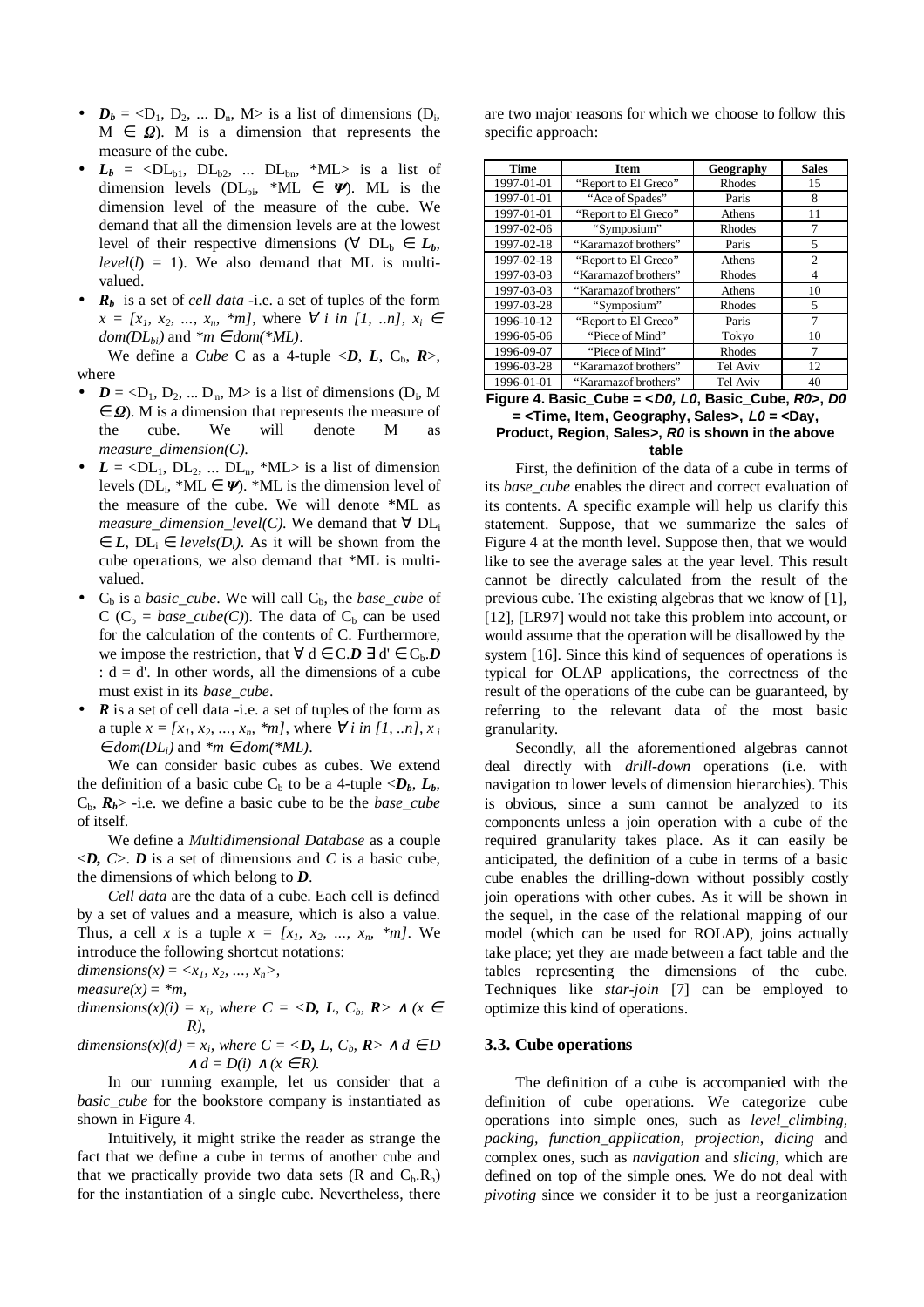- $\boldsymbol{D_b} = <D_1, D_2, \ldots D_n, M>$ is a list of dimensions ($D_i$, $M \in \boldsymbol{\Omega}$). M is a dimension that represents the measure of the cube.
- $\boldsymbol{L_b} = <DL_{b1}, DL_{b2}, \ldots DL_{bn}, *ML>$ is a list of dimension levels ($DL_{bi}$, $*ML \in \boldsymbol{\Psi}$). ML is the dimension level of the measure of the cube. We demand that all the dimension levels are at the lowest level of their respective dimensions ($\forall\ DL_b \in \boldsymbol{L_b}$, $level(l) = 1$). We also demand that ML is multi-valued.
- $\boldsymbol{R_b}$ is a set of *cell data* -i.e. a set of tuples of the form $x = [x_1, x_2, \ldots, x_n, *m]$, where $\forall\ i$ in $[1, ..n]$, $x_i \in dom(DL_{bi})$ and $*m \in dom(*ML)$.

We define a *Cube* C as a 4-tuple $<\boldsymbol{D}, \boldsymbol{L}, C_b, \boldsymbol{R}>$, where

- $\boldsymbol{D} = <D_1, D_2, \ldots D_n, M>$ is a list of dimensions ($D_i$, $M \in \boldsymbol{\Omega}$). M is a dimension that represents the measure of the cube. We will denote M as *measure_dimension(C)*.
- $\boldsymbol{L} = <DL_1, DL_2, \ldots DL_n, *ML>$ is a list of dimension levels ($DL_i$, $*ML \in \boldsymbol{\Psi}$). \*ML is the dimension level of the measure of the cube. We will denote \*ML as *measure_dimension_level(C).* We demand that $\forall\ DL_i \in \boldsymbol{L}$, $DL_i \in levels(D_i)$. As it will be shown from the cube operations, we also demand that \*ML is multi-valued.
- $C_b$ is a *basic_cube*. We will call $C_b$, the *base_cube* of C ($C_b$ = *base_cube(C)*). The data of $C_b$ can be used for the calculation of the contents of C. Furthermore, we impose the restriction, that $\forall\ d \in C.\boldsymbol{D}\ \exists\ d' \in C_b.\boldsymbol{D} : d = d'$. In other words, all the dimensions of a cube must exist in its *base_cube*.
- $\boldsymbol{R}$ is a set of cell data -i.e. a set of tuples of the form as a tuple $x = [x_1, x_2, \ldots, x_n, *m]$, where $\forall\ i$ in $[1, ..n]$, $x_i \in dom(DL_i)$ and $*m \in dom(*ML)$.

We can consider basic cubes as cubes. We extend the definition of a basic cube $C_b$ to be a 4-tuple $<\boldsymbol{D_b}, \boldsymbol{L_b}, C_b, \boldsymbol{R_b}>$ -i.e. we define a basic cube to be the *base_cube* of itself.

We define a *Multidimensional Database* as a couple $<\boldsymbol{D}, C>$. $\boldsymbol{D}$ is a set of dimensions and $C$ is a basic cube, the dimensions of which belong to $\boldsymbol{D}$.

*Cell data* are the data of a cube. Each cell is defined by a set of values and a measure, which is also a value. Thus, a cell $x$ is a tuple $x = [x_1, x_2, \ldots, x_n, *m]$. We introduce the following shortcut notations:

$dimensions(x) = <x_1, x_2, \ldots, x_n>$,

$measure(x) = *m$,

$dimensions(x)(i) = x_i$, where $C = <\boldsymbol{D}, \boldsymbol{L}, C_b, \boldsymbol{R}> \wedge (x \in R)$,

$dimensions(x)(d) = x_i$, where $C = <\boldsymbol{D}, \boldsymbol{L}, C_b, \boldsymbol{R}> \wedge d \in D \wedge d = D(i) \wedge (x \in R)$.

In our running example, let us consider that a *basic_cube* for the bookstore company is instantiated as shown in Figure 4.

Intuitively, it might strike the reader as strange the fact that we define a cube in terms of another cube and that we practically provide two data sets (R and $C_b.R_b$) for the instantiation of a single cube. Nevertheless, there are two major reasons for which we choose to follow this specific approach:

| Time | Item | Geography | Sales |
|---|---|---|---|
| 1997-01-01 | "Report to El Greco" | Rhodes | 15 |
| 1997-01-01 | "Ace of Spades" | Paris | 8 |
| 1997-01-01 | "Report to El Greco" | Athens | 11 |
| 1997-02-06 | "Symposium" | Rhodes | 7 |
| 1997-02-18 | "Karamazof brothers" | Paris | 5 |
| 1997-02-18 | "Report to El Greco" | Athens | 2 |
| 1997-03-03 | "Karamazof brothers" | Rhodes | 4 |
| 1997-03-03 | "Karamazof brothers" | Athens | 10 |
| 1997-03-28 | "Symposium" | Rhodes | 5 |
| 1996-10-12 | "Report to El Greco" | Paris | 7 |
| 1996-05-06 | "Piece of Mind" | Tokyo | 10 |
| 1996-09-07 | "Piece of Mind" | Rhodes | 7 |
| 1996-03-28 | "Karamazof brothers" | Tel Aviv | 12 |
| 1996-01-01 | "Karamazof brothers" | Tel Aviv | 40 |

**Figure 4. Basic_Cube = <*D0, L0*, Basic_Cube, *R0*>, *D0* = <Time, Item, Geography, Sales>, *L0* = <Day, Product, Region, Sales>, *R0* is shown in the above table**

First, the definition of the data of a cube in terms of its *base_cube* enables the direct and correct evaluation of its contents. A specific example will help us clarify this statement. Suppose, that we summarize the sales of Figure 4 at the month level. Suppose then, that we would like to see the average sales at the year level. This result cannot be directly calculated from the result of the previous cube. The existing algebras that we know of [1], [12], [LR97] would not take this problem into account, or would assume that the operation will be disallowed by the system [16]. Since this kind of sequences of operations is typical for OLAP applications, the correctness of the result of the operations of the cube can be guaranteed, by referring to the relevant data of the most basic granularity.

Secondly, all the aforementioned algebras cannot deal directly with *drill-down* operations (i.e. with navigation to lower levels of dimension hierarchies). This is obvious, since a sum cannot be analyzed to its components unless a join operation with a cube of the required granularity takes place. As it can easily be anticipated, the definition of a cube in terms of a basic cube enables the drilling-down without possibly costly join operations with other cubes. As it will be shown in the sequel, in the case of the relational mapping of our model (which can be used for ROLAP), joins actually take place; yet they are made between a fact table and the tables representing the dimensions of the cube. Techniques like *star-join* [7] can be employed to optimize this kind of operations.

### 3.3. Cube operations

The definition of a cube is accompanied with the definition of cube operations. We categorize cube operations into simple ones, such as *level_climbing, packing, function_application, projection, dicing* and complex ones, such as *navigation* and *slicing*, which are defined on top of the simple ones. We do not deal with *pivoting* since we consider it to be just a reorganization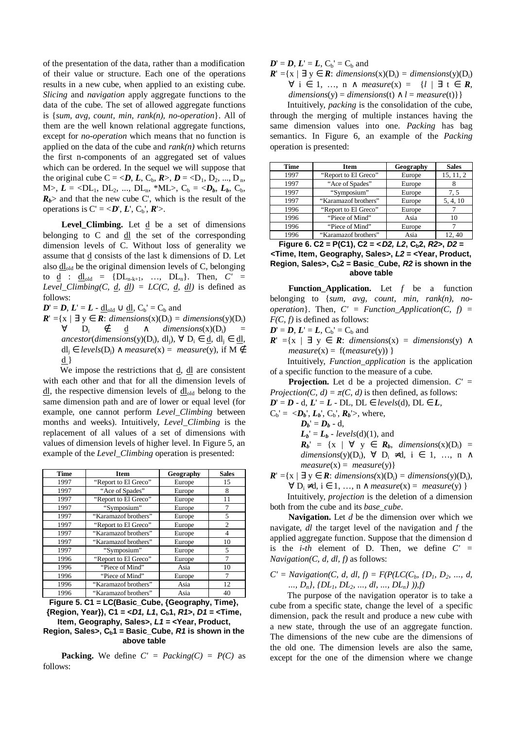of the presentation of the data, rather than a modification of their value or structure. Each one of the operations results in a new cube, when applied to an existing cube. *Slicing* and *navigation* apply aggregate functions to the data of the cube. The set of allowed aggregate functions is {*sum, avg, count, min, rank(n), no-operation*}. All of them are the well known relational aggregate functions, except for *no-operation* which means that no function is applied on the data of the cube and *rank(n)* which returns the first n-components of an aggregated set of values which can be ordered. In the sequel we will suppose that the original cube $C = <\boldsymbol{D}, \boldsymbol{L}, C_b, \boldsymbol{R}>$, $\boldsymbol{D} = <D_1, D_2, ..., D_n, M>$, $\boldsymbol{L} = <DL_1, DL_2, ..., DL_n, *ML>$, $C_b = <\boldsymbol{D_b}, \boldsymbol{L_b}, C_b, \boldsymbol{R_b}>$ and that the new cube C', which is the result of the operations is $C' = <\boldsymbol{D}', \boldsymbol{L}', C_b', \boldsymbol{R}'>$.

**Level_Climbing.** Let $\underline{d}$ be a set of dimensions belonging to C and $\underline{dl}$ the set of the corresponding dimension levels of C. Without loss of generality we assume that $\underline{d}$ consists of the last k dimensions of D. Let also $\underline{dl}_{old}$ be the original dimension levels of C, belonging to $\underline{d}$ : $\underline{dl}_{old} = \{DL_{n-k+1}, ..., DL_n\}$. Then, $C' = Level\_Climbing(C, \underline{d}, \underline{dl}) = LC(C, \underline{d}, \underline{dl})$ is defined as follows:

$\boldsymbol{D}' = \boldsymbol{D}$, $\boldsymbol{L}' = \boldsymbol{L} - \underline{dl}_{old} \cup \underline{dl}$, $C_b' = C_b$ and

$\boldsymbol{R}' = \{x \mid \exists y \in \boldsymbol{R}$: $dimensions(x)(D_i) = dimensions(y)(D_i)$ $\forall D_i \notin \underline{d} \wedge dimensions(x)(D_j) = ancestor(dimensions(y)(D_j), dl_j)$, $\forall D_i \in \underline{d}$, $dl_j \in \underline{dl}$, $dl_j \in levels(D_j) \wedge measure(x) = measure(y)$, if $M \notin \underline{d}\}$

We impose the restrictions that $\underline{d}$, $\underline{dl}$ are consistent with each other and that for all the dimension levels of $\underline{dl}$, the respective dimension levels of $\underline{dl}_{old}$ belong to the same dimension path and are of lower or equal level (for example, one cannot perform *Level_Climbing* between months and weeks). Intuitively, *Level_Climbing* is the replacement of all values of a set of dimensions with values of dimension levels of higher level. In Figure 5, an example of the *Level_Climbing* operation is presented:

| Time | Item | Geography | Sales |
|---|---|---|---|
| 1997 | "Report to El Greco" | Europe | 15 |
| 1997 | "Ace of Spades" | Europe | 8 |
| 1997 | "Report to El Greco" | Europe | 11 |
| 1997 | "Symposium" | Europe | 7 |
| 1997 | "Karamazof brothers" | Europe | 5 |
| 1997 | "Report to El Greco" | Europe | 2 |
| 1997 | "Karamazof brothers" | Europe | 4 |
| 1997 | "Karamazof brothers" | Europe | 10 |
| 1997 | "Symposium" | Europe | 5 |
| 1996 | "Report to El Greco" | Europe | 7 |
| 1996 | "Piece of Mind" | Asia | 10 |
| 1996 | "Piece of Mind" | Europe | 7 |
| 1996 | "Karamazof brothers" | Asia | 12 |
| 1996 | "Karamazof brothers" | Asia | 40 |

**Figure 5. C1 = LC(Basic_Cube, {Geography, Time}, {Region, Year}), C1 = <*D1, L1*, $C_b$1, *R1*>, *D1* = <Time, Item, Geography, Sales>, *L1* = <Year, Product, Region, Sales>, $C_b$1 = Basic_Cube, *R1* is shown in the above table**

**Packing.** We define $C' = Packing(C) = P(C)$ as follows:

$\boldsymbol{D}' = \boldsymbol{D}$, $\boldsymbol{L}' = \boldsymbol{L}$, $C_b' = C_b$ and

$\boldsymbol{R}' = \{x \mid \exists y \in \boldsymbol{R}$: $dimensions(x)(D_i) = dimensions(y)(D_i)$ $\forall i \in 1, ..., n \wedge measure(x) = \{l \mid \exists t \in \boldsymbol{R}, dimensions(y) = dimensions(t) \wedge l = measure(t)\}\}$

Intuitively, *packing* is the consolidation of the cube, through the merging of multiple instances having the same dimension values into one. *Packing* has bag semantics. In Figure 6, an example of the *Packing* operation is presented:

| Time | Item | Geography | Sales |
|---|---|---|---|
| 1997 | "Report to El Greco" | Europe | 15, 11, 2 |
| 1997 | "Ace of Spades" | Europe | 8 |
| 1997 | "Symposium" | Europe | 7, 5 |
| 1997 | "Karamazof brothers" | Europe | 5, 4, 10 |
| 1996 | "Report to El Greco" | Europe | 7 |
| 1996 | "Piece of Mind" | Asia | 10 |
| 1996 | "Piece of Mind" | Europe | 7 |
| 1996 | "Karamazof brothers" | Asia | 12, 40 |

**Figure 6. C2 = P(C1), C2 = <*D2, L2*, $C_b$2, *R2*>, *D2* = <Time, Item, Geography, Sales>, *L2* = <Year, Product, Region, Sales>, $C_b$2 = Basic_Cube, *R2* is shown in the above table**

**Function_Application.** Let *f* be a function belonging to {*sum, avg, count, min, rank(n), no-operation*}. Then, $C' = Function\_Application(C, f) = F(C, f)$ is defined as follows:

$\boldsymbol{D}' = \boldsymbol{D}$, $\boldsymbol{L}' = \boldsymbol{L}$, $C_b' = C_b$ and

$\boldsymbol{R}' = \{x \mid \exists y \in \boldsymbol{R}$: $dimensions(x) = dimensions(y) \wedge measure(x) = f(measure(y))\}$

Intuitively, *Function_application* is the application of a specific function to the measure of a cube.

**Projection.** Let d be a projected dimension. $C' = Projection(C, d) = \pi(C, d)$ is then defined, as follows:

$\boldsymbol{D}' = \boldsymbol{D}$ - d, $\boldsymbol{L}' = \boldsymbol{L}$ - DL, DL $\in levels$(d), DL $\in \boldsymbol{L}$,

$C_b' = <\boldsymbol{D_b}', \boldsymbol{L_b}', C_b', \boldsymbol{R_b}'>$, where,

$\boldsymbol{D_b}' = \boldsymbol{D_b}$ - d,

$\boldsymbol{L_b}' = \boldsymbol{L_b}$ - $levels$(d)(1), and

$\boldsymbol{R_b}' = \{x \mid \forall y \in \boldsymbol{R_b}$, $dimensions(x)(D_i) = dimensions(y)(D_i)$, $\forall D_i \neq d$, $i \in 1, ..., n \wedge measure(x) = measure(y)\}$

$\boldsymbol{R}' = \{x \mid \exists y \in \boldsymbol{R}$: $dimensions(x)(D_i) = dimensions(y)(D_i)$, $\forall D_i \neq d$, $i \in 1, ..., n \wedge measure(x) = measure(y)\}$

Intuitively, *projection* is the deletion of a dimension both from the cube and its *base_cube*.

**Navigation.** Let *d* be the dimension over which we navigate, *dl* the target level of the navigation and *f* the applied aggregate function. Suppose that the dimension d is the *i-th* element of D. Then, we define $C' = Navigation(C, d, dl, f)$ as follows:

$C' = Navigation(C, d, dl, f) = F(P(LC(C_b, \{D_1, D_2, ..., d, ..., D_n\}, \{DL_1, DL_2, ..., dl, ..., DL_n\})), f)$

The purpose of the navigation operator is to take a cube from a specific state, change the level of a specific dimension, pack the result and produce a new cube with a new state, through the use of an aggregate function. The dimensions of the new cube are the dimensions of the old one. The dimension levels are also the same, except for the one of the dimension where we change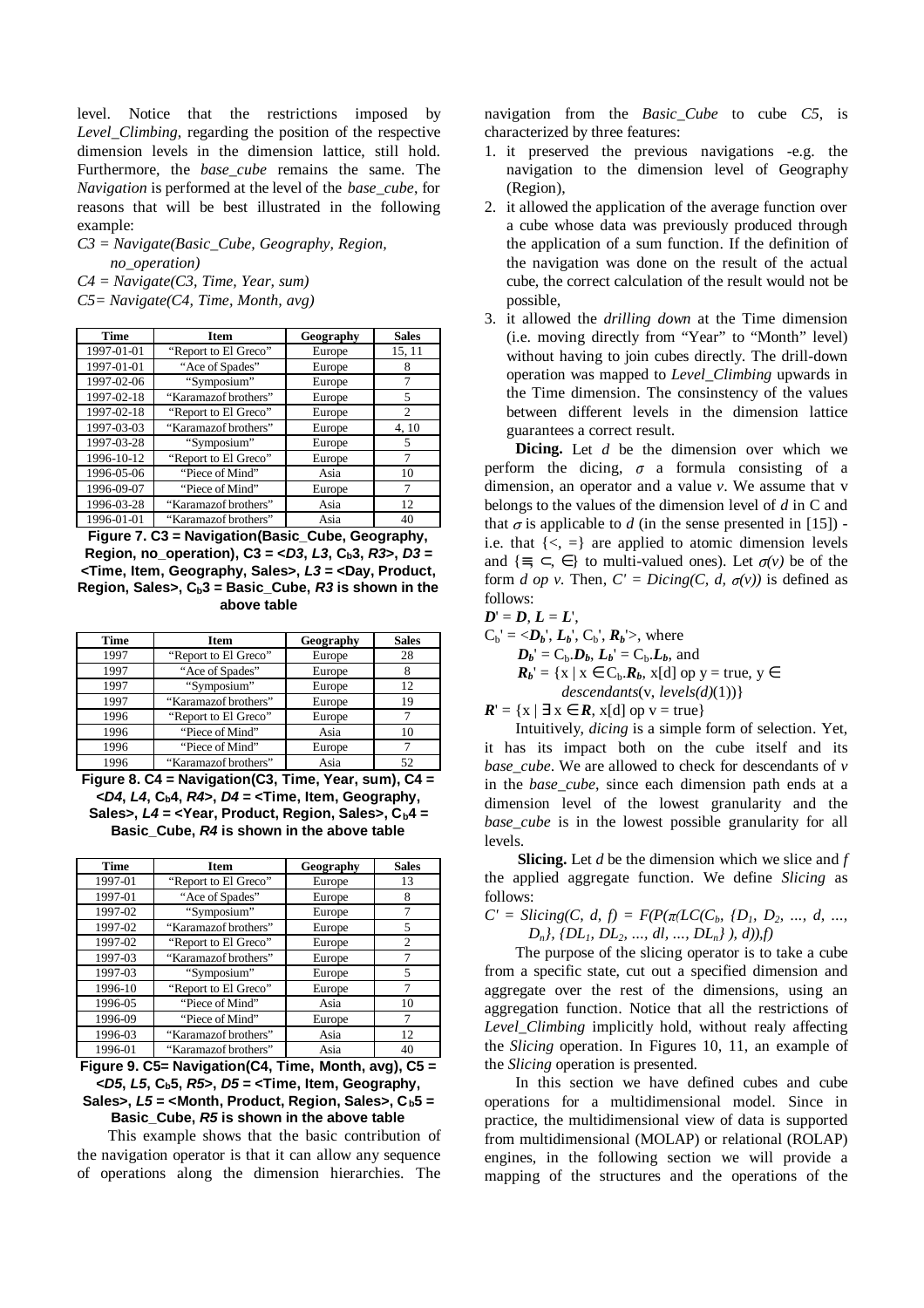level. Notice that the restrictions imposed by *Level_Climbing*, regarding the position of the respective dimension levels in the dimension lattice, still hold. Furthermore, the *base_cube* remains the same. The *Navigation* is performed at the level of the *base_cube*, for reasons that will be best illustrated in the following example:

*C3 = Navigate(Basic_Cube, Geography, Region, no_operation)*

*C4 = Navigate(C3, Time, Year, sum)*

*C5= Navigate(C4, Time, Month, avg)*

| Time | Item | Geography | Sales |
|---|---|---|---|
| 1997-01-01 | "Report to El Greco" | Europe | 15, 11 |
| 1997-01-01 | "Ace of Spades" | Europe | 8 |
| 1997-02-06 | "Symposium" | Europe | 7 |
| 1997-02-18 | "Karamazof brothers" | Europe | 5 |
| 1997-02-18 | "Report to El Greco" | Europe | 2 |
| 1997-03-03 | "Karamazof brothers" | Europe | 4, 10 |
| 1997-03-28 | "Symposium" | Europe | 5 |
| 1996-10-12 | "Report to El Greco" | Europe | 7 |
| 1996-05-06 | "Piece of Mind" | Asia | 10 |
| 1996-09-07 | "Piece of Mind" | Europe | 7 |
| 1996-03-28 | "Karamazof brothers" | Asia | 12 |
| 1996-01-01 | "Karamazof brothers" | Asia | 40 |

**Figure 7. C3 = Navigation(Basic_Cube, Geography, Region, no_operation), C3 = <*D3*, *L3*, $C_b3$, *R3*>, *D3* = <Time, Item, Geography, Sales>, *L3* = <Day, Product, Region, Sales>, $C_b3$ = Basic_Cube, *R3* is shown in the above table**

| Time | Item | Geography | Sales |
|---|---|---|---|
| 1997 | "Report to El Greco" | Europe | 28 |
| 1997 | "Ace of Spades" | Europe | 8 |
| 1997 | "Symposium" | Europe | 12 |
| 1997 | "Karamazof brothers" | Europe | 19 |
| 1996 | "Report to El Greco" | Europe | 7 |
| 1996 | "Piece of Mind" | Asia | 10 |
| 1996 | "Piece of Mind" | Europe | 7 |
| 1996 | "Karamazof brothers" | Asia | 52 |

**Figure 8. C4 = Navigation(C3, Time, Year, sum), C4 = <*D4*, *L4*, $C_b4$, *R4*>, *D4* = <Time, Item, Geography, Sales>, *L4* = <Year, Product, Region, Sales>, $C_b4$ = Basic_Cube, *R4* is shown in the above table**

| Time | Item | Geography | Sales |
|---|---|---|---|
| 1997-01 | "Report to El Greco" | Europe | 13 |
| 1997-01 | "Ace of Spades" | Europe | 8 |
| 1997-02 | "Symposium" | Europe | 7 |
| 1997-02 | "Karamazof brothers" | Europe | 5 |
| 1997-02 | "Report to El Greco" | Europe | 2 |
| 1997-02 | "Karamazof brothers" | Europe | 7 |
| 1997-03 | "Symposium" | Europe | 5 |
| 1996-10 | "Report to El Greco" | Europe | 7 |
| 1996-05 | "Piece of Mind" | Asia | 10 |
| 1996-09 | "Piece of Mind" | Europe | 7 |
| 1996-03 | "Karamazof brothers" | Asia | 12 |
| 1996-01 | "Karamazof brothers" | Asia | 40 |

**Figure 9. C5= Navigation(C4, Time, Month, avg), C5 = <*D5*, *L5*, $C_b5$, *R5*>, *D5* = <Time, Item, Geography, Sales>, *L5* = <Month, Product, Region, Sales>, $C_b5$ = Basic_Cube, *R5* is shown in the above table**

This example shows that the basic contribution of the navigation operator is that it can allow any sequence of operations along the dimension hierarchies. The navigation from the *Basic_Cube* to cube *C5*, is characterized by three features:

1. it preserved the previous navigations -e.g. the navigation to the dimension level of Geography (Region),
2. it allowed the application of the average function over a cube whose data was previously produced through the application of a sum function. If the definition of the navigation was done on the result of the actual cube, the correct calculation of the result would not be possible,
3. it allowed the *drilling down* at the Time dimension (i.e. moving directly from "Year" to "Month" level) without having to join cubes directly. The drill-down operation was mapped to *Level_Climbing* upwards in the Time dimension. The consinstency of the values between different levels in the dimension lattice guarantees a correct result.

**Dicing.** Let $d$ be the dimension over which we perform the dicing, $\sigma$ a formula consisting of a dimension, an operator and a value $v$. We assume that v belongs to the values of the dimension level of $d$ in C and that $\sigma$ is applicable to $d$ (in the sense presented in [15]) - i.e. that $\{<, =\}$ are applied to atomic dimension levels and $\{\equiv, \subset, \in\}$ to multi-valued ones). Let $\sigma(v)$ be of the form $d$ *op* $v$. Then, $C' = Dicing(C, d, \sigma(v))$ is defined as follows:

$\boldsymbol{D}' = \boldsymbol{D}$, $\boldsymbol{L} = \boldsymbol{L}'$,

$C_b' = <\boldsymbol{D_b}', \boldsymbol{L_b}', C_b', \boldsymbol{R_b}'>$, where

$\boldsymbol{D_b}' = C_b.\boldsymbol{D_b}$, $\boldsymbol{L_b}' = C_b.\boldsymbol{L_b}$, and

$\boldsymbol{R_b}' = \{x \mid x \in C_b.\boldsymbol{R_b}, x[d] \text{ op } y = \text{true}, y \in descendants(v, levels(d)(1))\}$

$\boldsymbol{R}' = \{x \mid \exists x \in \boldsymbol{R}, x[d] \text{ op } v = \text{true}\}$

Intuitively, *dicing* is a simple form of selection. Yet, it has its impact both on the cube itself and its *base_cube*. We are allowed to check for descendants of $v$ in the *base_cube*, since each dimension path ends at a dimension level of the lowest granularity and the *base_cube* is in the lowest possible granularity for all levels.

**Slicing.** Let $d$ be the dimension which we slice and $f$ the applied aggregate function. We define *Slicing* as follows:

$C' = Slicing(C, d, f) = F(P(\pi(LC(C_b, \{D_1, D_2, ..., d, ..., D_n\}, \{DL_1, DL_2, ..., dl, ..., DL_n\}), d)), f)$

The purpose of the slicing operator is to take a cube from a specific state, cut out a specified dimension and aggregate over the rest of the dimensions, using an aggregation function. Notice that all the restrictions of *Level_Climbing* implicitly hold, without realy affecting the *Slicing* operation. In Figures 10, 11, an example of the *Slicing* operation is presented.

In this section we have defined cubes and cube operations for a multidimensional model. Since in practice, the multidimensional view of data is supported from multidimensional (MOLAP) or relational (ROLAP) engines, in the following section we will provide a mapping of the structures and the operations of the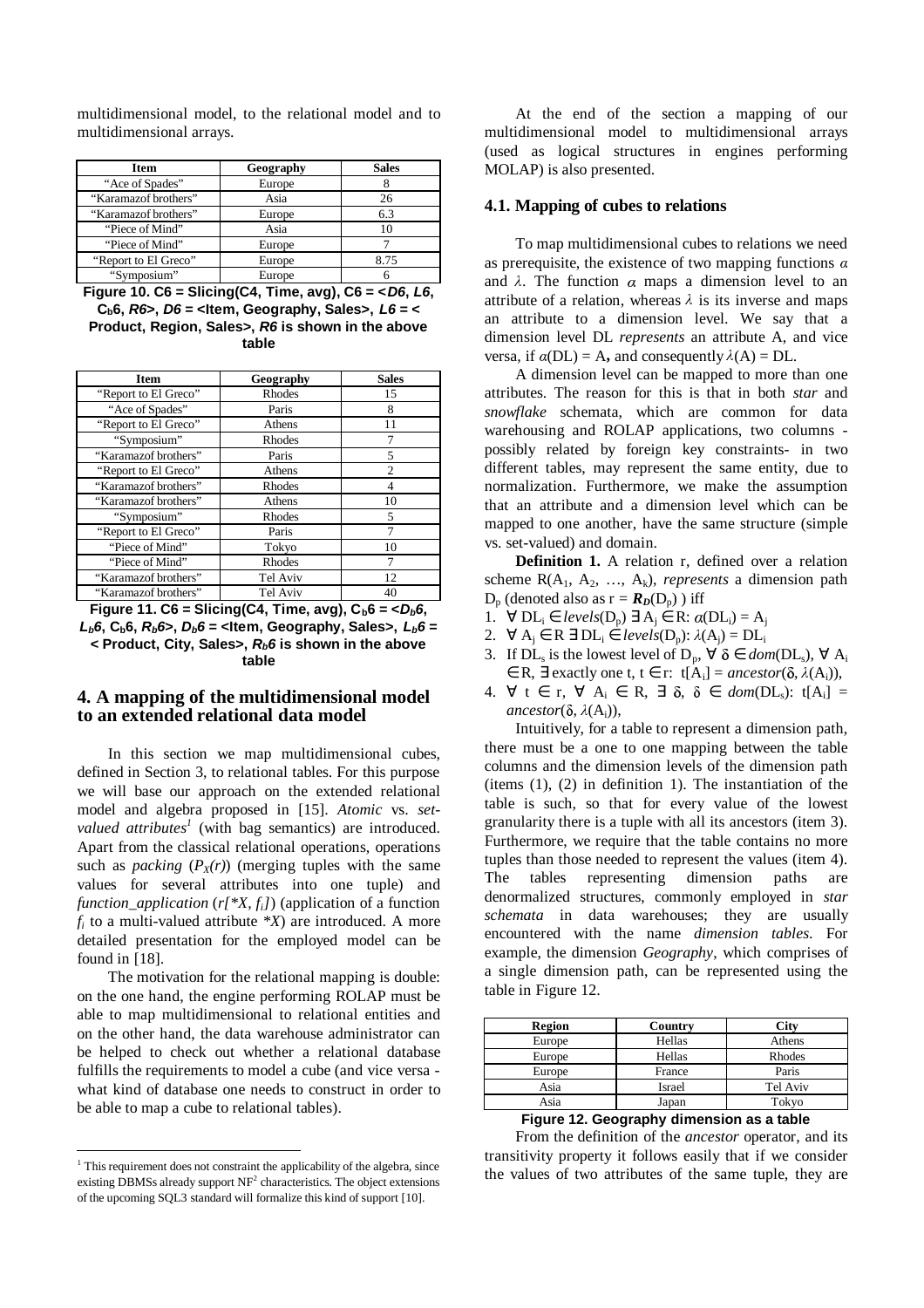multidimensional model, to the relational model and to multidimensional arrays.

| Item | Geography | Sales |
|---|---|---|
| “Ace of Spades” | Europe | 8 |
| “Karamazof brothers” | Asia | 26 |
| “Karamazof brothers” | Europe | 6.3 |
| “Piece of Mind” | Asia | 10 |
| “Piece of Mind” | Europe | 7 |
| “Report to El Greco” | Europe | 8.75 |
| “Symposium” | Europe | 6 |

**Figure 10. C6 = Slicing(C4, Time, avg), C6 = <*D6*, *L6*, $C_b$6, *R6*>, *D6* = <Item, Geography, Sales>, *L6* = < Product, Region, Sales>, *R6* is shown in the above table**

| Item | Geography | Sales |
|---|---|---|
| “Report to El Greco” | Rhodes | 15 |
| “Ace of Spades” | Paris | 8 |
| “Report to El Greco” | Athens | 11 |
| “Symposium” | Rhodes | 7 |
| “Karamazof brothers” | Paris | 5 |
| “Report to El Greco” | Athens | 2 |
| “Karamazof brothers” | Rhodes | 4 |
| “Karamazof brothers” | Athens | 10 |
| “Symposium” | Rhodes | 5 |
| “Report to El Greco” | Paris | 7 |
| “Piece of Mind” | Tokyo | 10 |
| “Piece of Mind” | Rhodes | 7 |
| “Karamazof brothers” | Tel Aviv | 12 |
| “Karamazof brothers” | Tel Aviv | 40 |

**Figure 11. C6 = Slicing(C4, Time, avg), $C_b6$ = <$D_b6$, $L_b6$, $C_b6$, $R_b6$>, $D_b6$ = <Item, Geography, Sales>, $L_b6$ = < Product, City, Sales>, $R_b6$ is shown in the above table**

## 4. A mapping of the multidimensional model to an extended relational data model

In this section we map multidimensional cubes, defined in Section 3, to relational tables. For this purpose we will base our approach on the extended relational model and algebra proposed in [15]. *Atomic* vs. *set-valued attributes*[1] (with bag semantics) are introduced. Apart from the classical relational operations, operations such as *packing* ($P_X(r)$) (merging tuples with the same values for several attributes into one tuple) and *function_application* ($r[*X, f_i]$) (application of a function $f_i$ to a multi-valued attribute $*X$) are introduced. A more detailed presentation for the employed model can be found in [18].

The motivation for the relational mapping is double: on the one hand, the engine performing ROLAP must be able to map multidimensional to relational entities and on the other hand, the data warehouse administrator can be helped to check out whether a relational database fulfills the requirements to model a cube (and vice versa - what kind of database one needs to construct in order to be able to map a cube to relational tables).

[1] This requirement does not constraint the applicability of the algebra, since existing DBMSs already support $NF^2$ characteristics. The object extensions of the upcoming SQL3 standard will formalize this kind of support [10].

At the end of the section a mapping of our multidimensional model to multidimensional arrays (used as logical structures in engines performing MOLAP) is also presented.

### 4.1. Mapping of cubes to relations

To map multidimensional cubes to relations we need as prerequisite, the existence of two mapping functions $\alpha$ and $\lambda$. The function $\alpha$ maps a dimension level to an attribute of a relation, whereas $\lambda$ is its inverse and maps an attribute to a dimension level. We say that a dimension level DL *represents* an attribute A, and vice versa, if $\alpha(DL) = A$, and consequently $\lambda(A) = DL$.

A dimension level can be mapped to more than one attributes. The reason for this is that in both *star* and *snowflake* schemata, which are common for data warehousing and ROLAP applications, two columns - possibly related by foreign key constraints- in two different tables, may represent the same entity, due to normalization. Furthermore, we make the assumption that an attribute and a dimension level which can be mapped to one another, have the same structure (simple vs. set-valued) and domain.

**Definition 1.** A relation r, defined over a relation scheme $R(A_1, A_2, \ldots, A_k)$, *represents* a dimension path $D_p$ (denoted also as $r = \boldsymbol{R_D}(D_p)$ ) iff

1. $\forall DL_i \in levels(D_p)\ \exists A_j \in R$: $\alpha(DL_i) = A_j$
2. $\forall A_j \in R\ \exists DL_i \in levels(D_p)$: $\lambda(A_j) = DL_i$
3. If $DL_s$ is the lowest level of $D_p$, $\forall \delta \in dom(DL_s)$, $\forall A_i \in R$, $\exists$ exactly one t, $t \in r$: $t[A_i] = ancestor(\delta, \lambda(A_i))$,
4. $\forall t \in r$, $\forall A_i \in R$, $\exists \delta$, $\delta \in dom(DL_s)$: $t[A_i] = ancestor(\delta, \lambda(A_i))$,

Intuitively, for a table to represent a dimension path, there must be a one to one mapping between the table columns and the dimension levels of the dimension path (items (1), (2) in definition 1). The instantiation of the table is such, so that for every value of the lowest granularity there is a tuple with all its ancestors (item 3). Furthermore, we require that the table contains no more tuples than those needed to represent the values (item 4). The tables representing dimension paths are denormalized structures, commonly employed in *star schemata* in data warehouses; they are usually encountered with the name *dimension tables*. For example, the dimension *Geography*, which comprises of a single dimension path, can be represented using the table in Figure 12.

| Region | Country | City |
|---|---|---|
| Europe | Hellas | Athens |
| Europe | Hellas | Rhodes |
| Europe | France | Paris |
| Asia | Israel | Tel Aviv |
| Asia | Japan | Tokyo |

**Figure 12. Geography dimension as a table**

From the definition of the *ancestor* operator, and its transitivity property it follows easily that if we consider the values of two attributes of the same tuple, they are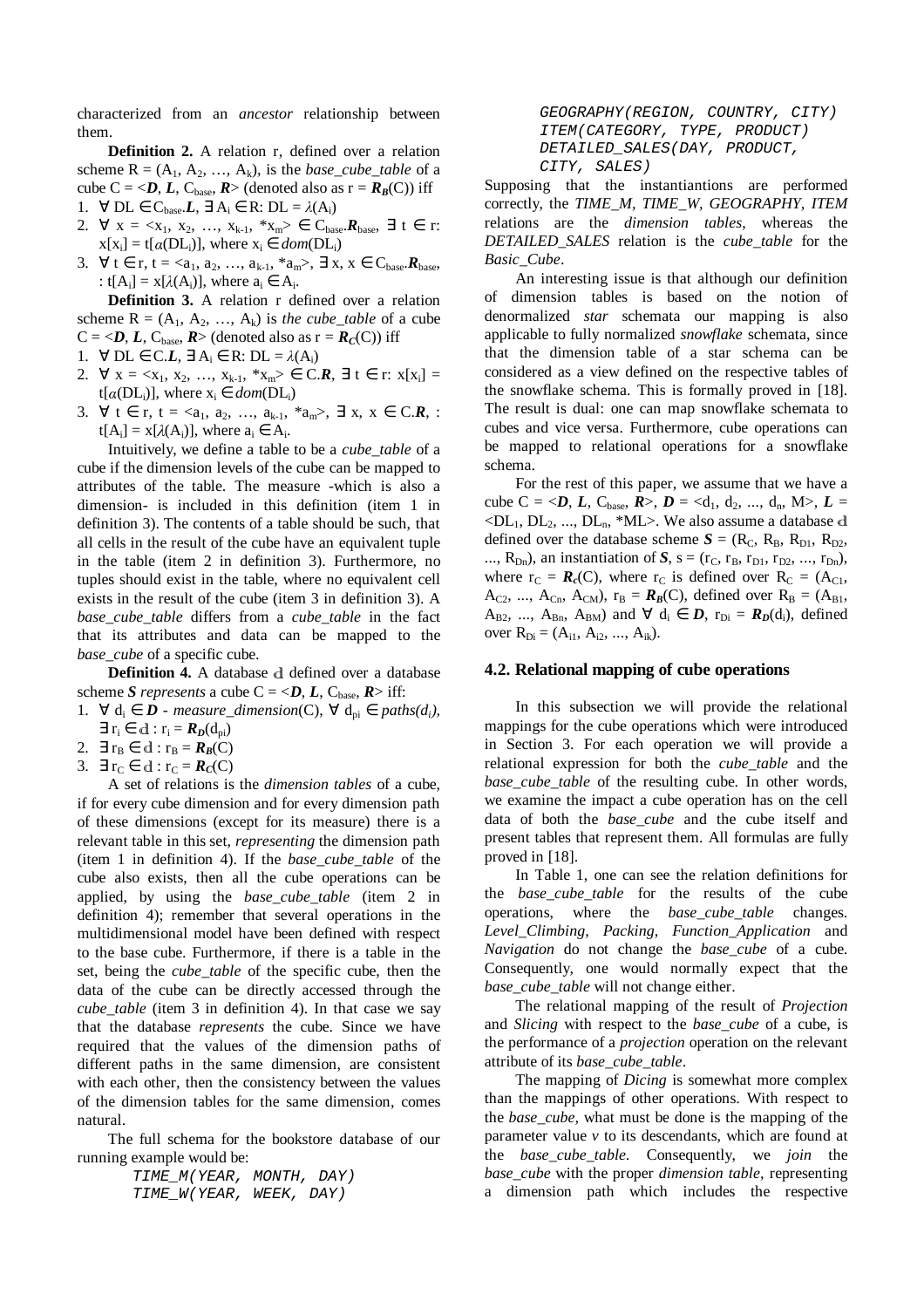characterized from an *ancestor* relationship between them.

**Definition 2.** A relation r, defined over a relation scheme $R = (A_1, A_2, \ldots, A_k)$, is the *base_cube_table* of a cube $C = \langle \boldsymbol{D}, \boldsymbol{L}, C_{base}, \boldsymbol{R} \rangle$ (denoted also as $r = \boldsymbol{R_B}(C)$) iff

1. $\forall\ DL \in C_{base}.\boldsymbol{L}, \exists A_i \in R: DL = \lambda(A_i)$
2. $\forall\ x = \langle x_1, x_2, \ldots, x_{k-1}, *x_m \rangle \in C_{base}.\boldsymbol{R}_{base}, \exists\ t \in r: x[x_i] = t[\alpha(DL_i)]$, where $x_i \in dom(DL_i)$
3. $\forall\ t \in r, t = \langle a_1, a_2, \ldots, a_{k-1}, *a_m \rangle, \exists\ x, x \in C_{base}.\boldsymbol{R}_{base}, : t[A_i] = x[\lambda(A_i)]$, where $a_i \in A_i$.

**Definition 3.** A relation r defined over a relation scheme $R = (A_1, A_2, \ldots, A_k)$ is *the cube_table* of a cube $C = \langle \boldsymbol{D}, \boldsymbol{L}, C_{base}, \boldsymbol{R} \rangle$ (denoted also as $r = \boldsymbol{R_C}(C)$) iff

1. $\forall\ DL \in C.\boldsymbol{L}, \exists A_i \in R: DL = \lambda(A_i)$
2. $\forall\ x = \langle x_1, x_2, \ldots, x_{k-1}, *x_m \rangle \in C.\boldsymbol{R}, \exists\ t \in r: x[x_i] = t[\alpha(DL_i)]$, where $x_i \in dom(DL_i)$
3. $\forall\ t \in r, t = \langle a_1, a_2, \ldots, a_{k-1}, *a_m \rangle, \exists\ x, x \in C.\boldsymbol{R}, : t[A_i] = x[\lambda(A_i)]$, where $a_i \in A_i$.

Intuitively, we define a table to be a *cube_table* of a cube if the dimension levels of the cube can be mapped to attributes of the table. The measure -which is also a dimension- is included in this definition (item 1 in definition 3). The contents of a table should be such, that all cells in the result of the cube have an equivalent tuple in the table (item 2 in definition 3). Furthermore, no tuples should exist in the table, where no equivalent cell exists in the result of the cube (item 3 in definition 3). A *base_cube_table* differs from a *cube_table* in the fact that its attributes and data can be mapped to the *base_cube* of a specific cube.

**Definition 4.** A database $\mathbb{d}$ defined over a database scheme $\boldsymbol{S}$ *represents* a cube $C = \langle \boldsymbol{D}, \boldsymbol{L}, C_{base}, \boldsymbol{R} \rangle$ iff:

1. $\forall\ d_i \in \boldsymbol{D}$ - *measure_dimension*(C), $\forall\ d_{pi} \in paths(d_i)$, $\exists\ r_i \in \mathbb{d} : r_i = \boldsymbol{R_D}(d_{pi})$
2. $\exists\ r_B \in \mathbb{d} : r_B = \boldsymbol{R_B}(C)$
3. $\exists\ r_C \in \mathbb{d} : r_C = \boldsymbol{R_C}(C)$

A set of relations is the *dimension tables* of a cube, if for every cube dimension and for every dimension path of these dimensions (except for its measure) there is a relevant table in this set, *representing* the dimension path (item 1 in definition 4). If the *base_cube_table* of the cube also exists, then all the cube operations can be applied, by using the *base_cube_table* (item 2 in definition 4); remember that several operations in the multidimensional model have been defined with respect to the base cube. Furthermore, if there is a table in the set, being the *cube_table* of the specific cube, then the data of the cube can be directly accessed through the *cube_table* (item 3 in definition 4). In that case we say that the database *represents* the cube. Since we have required that the values of the dimension paths of different paths in the same dimension, are consistent with each other, then the consistency between the values of the dimension tables for the same dimension, comes natural.

The full schema for the bookstore database of our running example would be:

```
TIME_M(YEAR, MONTH, DAY)
TIME_W(YEAR, WEEK, DAY)
GEOGRAPHY(REGION, COUNTRY, CITY)
ITEM(CATEGORY, TYPE, PRODUCT)
DETAILED_SALES(DAY, PRODUCT,
CITY, SALES)
```

Supposing that the instantiantions are performed correctly, the *TIME_M*, *TIME_W*, *GEOGRAPHY*, *ITEM* relations are the *dimension tables*, whereas the *DETAILED_SALES* relation is the *cube_table* for the *Basic_Cube*.

An interesting issue is that although our definition of dimension tables is based on the notion of denormalized *star* schemata our mapping is also applicable to fully normalized *snowflake* schemata, since that the dimension table of a star schema can be considered as a view defined on the respective tables of the snowflake schema. This is formally proved in [18]. The result is dual: one can map snowflake schemata to cubes and vice versa. Furthermore, cube operations can be mapped to relational operations for a snowflake schema.

For the rest of this paper, we assume that we have a cube $C = \langle \boldsymbol{D}, \boldsymbol{L}, C_{base}, \boldsymbol{R} \rangle$, $\boldsymbol{D} = \langle d_1, d_2, \ldots, d_n, M \rangle$, $\boldsymbol{L} = \langle DL_1, DL_2, \ldots, DL_n, *ML \rangle$. We also assume a database $\mathbb{d}$ defined over the database scheme $\boldsymbol{S} = (R_C, R_B, R_{D1}, R_{D2}, \ldots, R_{Dn})$, an instantiation of $\boldsymbol{S}$, $s = (r_C, r_B, r_{D1}, r_{D2}, \ldots, r_{Dn})$, where $r_C = \boldsymbol{R_c}(C)$, where $r_C$ is defined over $R_C = (A_{C1}, A_{C2}, \ldots, A_{Cn}, A_{CM})$, $r_B = \boldsymbol{R_B}(C)$, defined over $R_B = (A_{B1}, A_{B2}, \ldots, A_{Bn}, A_{BM})$ and $\forall\ d_i \in \boldsymbol{D}$, $r_{Di} = \boldsymbol{R_D}(d_i)$, defined over $R_{Di} = (A_{i1}, A_{i2}, \ldots, A_{ik})$.

### 4.2. Relational mapping of cube operations

In this subsection we will provide the relational mappings for the cube operations which were introduced in Section 3. For each operation we will provide a relational expression for both the *cube_table* and the *base_cube_table* of the resulting cube. In other words, we examine the impact a cube operation has on the cell data of both the *base_cube* and the cube itself and present tables that represent them. All formulas are fully proved in [18].

In Table 1, one can see the relation definitions for the *base_cube_table* for the results of the cube operations, where the *base_cube_table* changes. *Level_Climbing*, *Packing*, *Function_Application* and *Navigation* do not change the *base_cube* of a cube. Consequently, one would normally expect that the *base_cube_table* will not change either.

The relational mapping of the result of *Projection* and *Slicing* with respect to the *base_cube* of a cube, is the performance of a *projection* operation on the relevant attribute of its *base_cube_table*.

The mapping of *Dicing* is somewhat more complex than the mappings of other operations. With respect to the *base_cube*, what must be done is the mapping of the parameter value *v* to its descendants, which are found at the *base_cube_table*. Consequently, we *join* the *base_cube* with the proper *dimension table*, representing a dimension path which includes the respective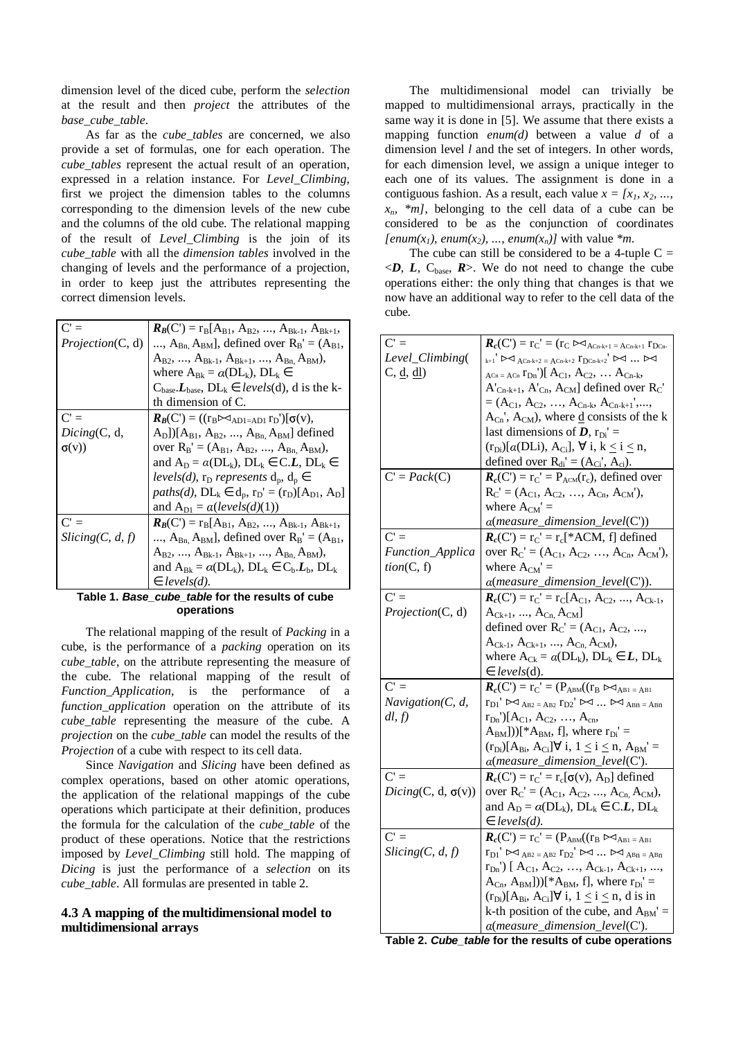dimension level of the diced cube, perform the *selection* at the result and then *project* the attributes of the *base_cube_table*.

As far as the *cube_tables* are concerned, we also provide a set of formulas, one for each operation. The *cube_tables* represent the actual result of an operation, expressed in a relation instance. For *Level_Climbing*, first we project the dimension tables to the columns corresponding to the dimension levels of the new cube and the columns of the old cube. The relational mapping of the result of *Level_Climbing* is the join of its *cube_table* with all the *dimension tables* involved in the changing of levels and the performance of a projection, in order to keep just the attributes representing the correct dimension levels.

| | |
|---|---|
| C' = *Projection*(C, d) | $\boldsymbol{R_B}(C') = r_B[A_{B1}, A_{B2}, ..., A_{Bk-1}, A_{Bk+1}, ..., A_{Bn,} A_{BM}]$, defined over $R_B' = (A_{B1}, A_{B2}, ..., A_{Bk-1}, A_{Bk+1}, ..., A_{Bn,} A_{BM})$, where $A_{Bk} = \alpha(DL_k)$, $DL_k \in C_{base}.\boldsymbol{L}_{base}$, $DL_k \in levels(d)$, d is the k-th dimension of C. |
| C' = *Dicing*(C, d, σ(v)) | $\boldsymbol{R_B}(C') = ((r_B \bowtie_{AD1=AD1} r_D')[\sigma(v)), A_D])[A_{B1}, A_{B2}, ..., A_{Bn,} A_{BM}]$ defined over $R_B' = (A_{B1}, A_{B2}, ..., A_{Bn,} A_{BM})$, and $A_D = \alpha(DL_k)$, $DL_k \in C.\boldsymbol{L}$, $DL_k \in levels(d)$, $r_D$ *represents* $d_p$, $d_p \in paths(d)$, $DL_k \in d_p$, $r_D' = (r_D)[A_{D1}, A_D]$ and $A_{D1} = \alpha(levels(d)(1))$ |
| C' = *Slicing(C, d, f)* | $\boldsymbol{R_B}(C') = r_B[A_{B1}, A_{B2}, ..., A_{Bk-1}, A_{Bk+1}, ..., A_{Bn,} A_{BM}]$, defined over $R_B' = (A_{B1}, A_{B2}, ..., A_{Bk-1}, A_{Bk+1}, ..., A_{Bn,} A_{BM})$, and $A_{Bk} = \alpha(DL_k)$, $DL_k \in C_b.\boldsymbol{L}_b$, $DL_k \in levels(d)$. |

**Table 1. *Base_cube_table* for the results of cube operations**

The relational mapping of the result of *Packing* in a cube, is the performance of a *packing* operation on its *cube_table*, on the attribute representing the measure of the cube. The relational mapping of the result of *Function_Application*, is the performance of a *function_application* operation on the attribute of its *cube_table* representing the measure of the cube. A *projection* on the *cube_table* can model the results of the *Projection* of a cube with respect to its cell data.

Since *Navigation* and *Slicing* have been defined as complex operations, based on other atomic operations, the application of the relational mappings of the cube operations which participate at their definition, produces the formula for the calculation of the *cube_table* of the product of these operations. Notice that the restrictions imposed by *Level_Climbing* still hold. The mapping of *Dicing* is just the performance of a *selection* on its *cube_table*. All formulas are presented in table 2.

### 4.3 A mapping of the multidimensional model to multidimensional arrays

The multidimensional model can trivially be mapped to multidimensional arrays, practically in the same way it is done in [5]. We assume that there exists a mapping function *enum(d)* between a value *d* of a dimension level *l* and the set of integers. In other words, for each dimension level, we assign a unique integer to each one of its values. The assignment is done in a contiguous fashion. As a result, each value $x = [x_1, x_2, ..., x_n, *m]$, belonging to the cell data of a cube can be considered to be as the conjunction of coordinates $[enum(x_1), enum(x_2), ..., enum(x_n)]$ with value $*m$.

The cube can still be considered to be a 4-tuple C = <***D***, ***L***, $C_{base}$, ***R***>. We do not need to change the cube operations either: the only thing that changes is that we now have an additional way to refer to the cell data of the cube.

| | |
|---|---|
| C' = *Level_Climbing*(C, d, dl) | $\boldsymbol{R_c}(C') = r_{C'} = (r_C \bowtie_{ACn-k+1 = ACn-k+1} r_{DCn-k+1}' \bowtie_{ACn-k+2 = ACn-k+2} r_{DCn-k+2}' \bowtie ... \bowtie_{ACn = ACn} r_{Dn}')[A_{C1}, A_{C2}, ... A_{Cn-k}, A'_{Cn-k+1}, A'_{Cn}, A_{CM}]$ defined over $R_C' = (A_{C1}, A_{C2}, ..., A_{Cn-k}, A_{Cn-k+1}',..., A_{Cn}', A_{CM})$, where d consists of the k last dimensions of ***D***, $r_{Di}' = (r_{Di})[\alpha(DLi), A_{Ci}]$, ∀ i, k ≤ i ≤ n, defined over $R_{di}' = (A_{Ci}', A_{ci})$. |
| C' = *Pack*(C) | $\boldsymbol{R_c}(C') = r_{C'} = P_{ACM}(r_c)$, defined over $R_C' = (A_{C1}, A_{C2}, ..., A_{Cn}, A_{CM}')$, where $A_{CM}' = \alpha(measure\_dimension\_level(C'))$ |
| C' = *Function_Application*(C, f) | $\boldsymbol{R_c}(C') = r_{C'} = r_c[*ACM, f]$ defined over $R_C' = (A_{C1}, A_{C2}, ..., A_{Cn}, A_{CM}')$, where $A_{CM}' = \alpha(measure\_dimension\_level(C'))$. |
| C' = *Projection*(C, d) | $\boldsymbol{R_c}(C') = r_{C'} = r_C[A_{C1}, A_{C2}, ..., A_{Ck-1}, A_{Ck+1}, ..., A_{Cn,} A_{CM}]$ defined over $R_C' = (A_{C1}, A_{C2}, ..., A_{Ck-1}, A_{Ck+1}, ..., A_{Cn,} A_{CM})$, where $A_{Ck} = \alpha(DL_k)$, $DL_k \in \boldsymbol{L}$, $DL_k \in levels$(d). |
| C' = *Navigation(C, d, dl, f)* | $\boldsymbol{R_c}(C') = r_{C'} = (P_{ABM}((r_B \bowtie_{AB1 = AB1} r_{D1}' \bowtie_{AB2 = AB2} r_{D2}' \bowtie ... \bowtie_{ABn = ABn} r_{Dn}')[A_{C1}, A_{C2}, ..., A_{cn}, A_{BM}]))[*A_{BM}, f]$, where $r_{Di}' = (r_{Di})[A_{Bi}, A_{Ci}]$∀ i, 1 ≤ i ≤ n, $A_{BM}' = \alpha(measure\_dimension\_level(C')$. |
| C' = *Dicing*(C, d, σ(v)) | $\boldsymbol{R_c}(C') = r_{C'} = r_c[\sigma(v), A_D]$ defined over $R_C' = (A_{C1}, A_{C2}, ..., A_{Cn,} A_{CM})$, and $A_D = \alpha(DL_k)$, $DL_k \in C.\boldsymbol{L}$, $DL_k \in levels(d)$. |
| C' = *Slicing(C, d, f)* | $\boldsymbol{R_c}(C') = r_{C'} = (P_{ABM}((r_B \bowtie_{AB1 = AB1} r_{D1}' \bowtie_{AB2 = AB2} r_{D2}' \bowtie ... \bowtie_{ABn = ABn} r_{Dn}')[A_{C1}, A_{C2}, ..., A_{Ck-1}, A_{Ck+1}, ..., A_{Cn}, A_{BM}]))[*A_{BM}, f]$, where $r_{Di}' = (r_{Di})[A_{Bi}, A_{Ci}]$∀ i, 1 ≤ i ≤ n, d is in k-th position of the cube, and $A_{BM}' = \alpha(measure\_dimension\_level(C')$. |

**Table 2. *Cube_table* for the results of cube operations**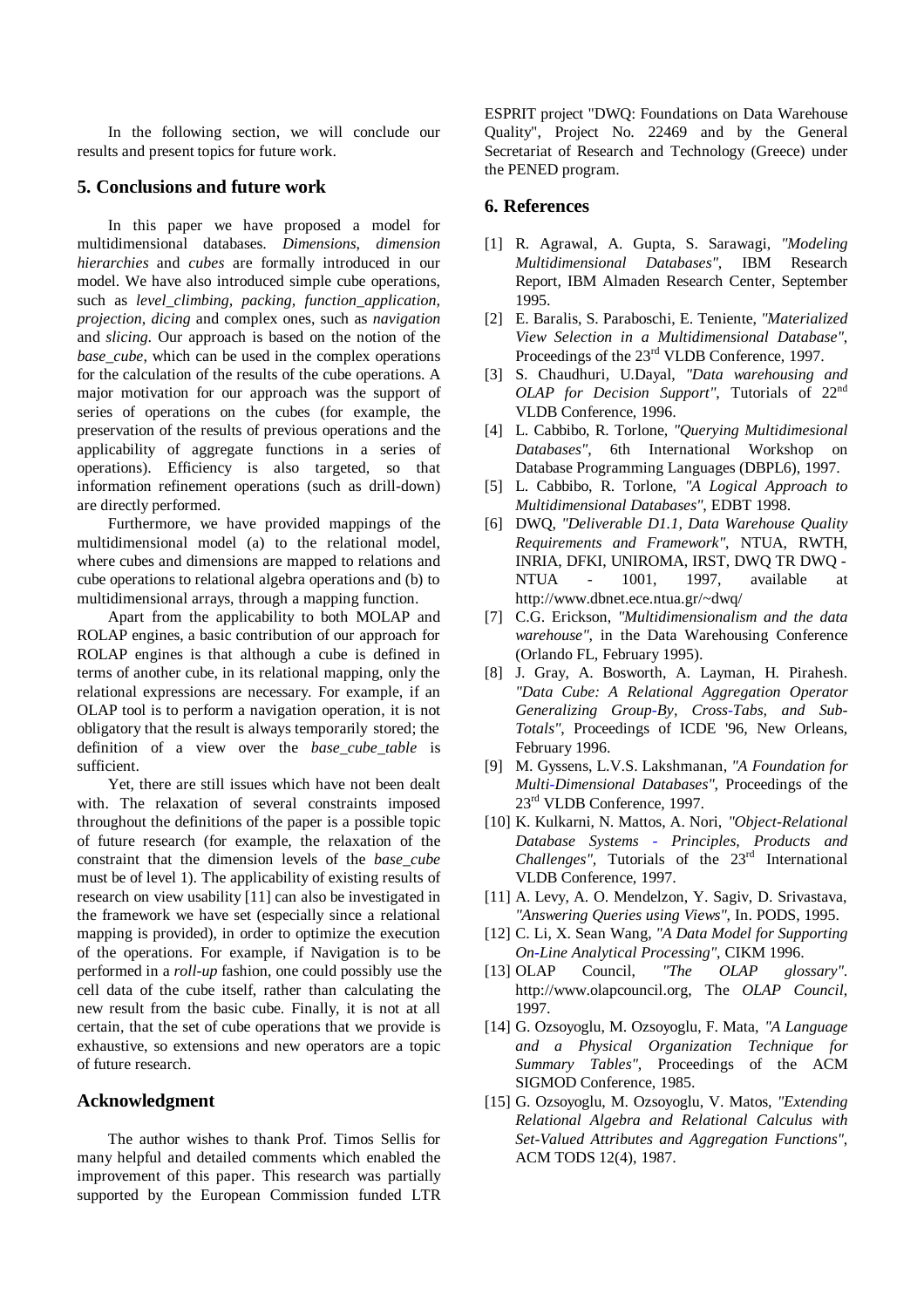In the following section, we will conclude our results and present topics for future work.

## 5. Conclusions and future work

In this paper we have proposed a model for multidimensional databases. *Dimensions*, *dimension hierarchies* and *cubes* are formally introduced in our model. We have also introduced simple cube operations, such as *level_climbing*, *packing*, *function_application*, *projection*, *dicing* and complex ones, such as *navigation* and *slicing*. Our approach is based on the notion of the *base_cube*, which can be used in the complex operations for the calculation of the results of the cube operations. A major motivation for our approach was the support of series of operations on the cubes (for example, the preservation of the results of previous operations and the applicability of aggregate functions in a series of operations). Efficiency is also targeted, so that information refinement operations (such as drill-down) are directly performed.

Furthermore, we have provided mappings of the multidimensional model (a) to the relational model, where cubes and dimensions are mapped to relations and cube operations to relational algebra operations and (b) to multidimensional arrays, through a mapping function.

Apart from the applicability to both MOLAP and ROLAP engines, a basic contribution of our approach for ROLAP engines is that although a cube is defined in terms of another cube, in its relational mapping, only the relational expressions are necessary. For example, if an OLAP tool is to perform a navigation operation, it is not obligatory that the result is always temporarily stored; the definition of a view over the *base_cube_table* is sufficient.

Yet, there are still issues which have not been dealt with. The relaxation of several constraints imposed throughout the definitions of the paper is a possible topic of future research (for example, the relaxation of the constraint that the dimension levels of the *base_cube* must be of level 1). The applicability of existing results of research on view usability [11] can also be investigated in the framework we have set (especially since a relational mapping is provided), in order to optimize the execution of the operations. For example, if Navigation is to be performed in a *roll-up* fashion, one could possibly use the cell data of the cube itself, rather than calculating the new result from the basic cube. Finally, it is not at all certain, that the set of cube operations that we provide is exhaustive, so extensions and new operators are a topic of future research.

## Acknowledgment

The author wishes to thank Prof. Timos Sellis for many helpful and detailed comments which enabled the improvement of this paper. This research was partially supported by the European Commission funded LTR ESPRIT project "DWQ: Foundations on Data Warehouse Quality", Project No. 22469 and by the General Secretariat of Research and Technology (Greece) under the PENED program.

## 6. References

[1] R. Agrawal, A. Gupta, S. Sarawagi, *"Modeling Multidimensional Databases"*, IBM Research Report, IBM Almaden Research Center, September 1995.

[2] E. Baralis, S. Paraboschi, E. Teniente, *"Materialized View Selection in a Multidimensional Database"*, Proceedings of the 23rd VLDB Conference, 1997.

[3] S. Chaudhuri, U.Dayal, *"Data warehousing and OLAP for Decision Support"*, Tutorials of 22nd VLDB Conference, 1996.

[4] L. Cabbibo, R. Torlone, *"Querying Multidimesional Databases"*, 6th International Workshop on Database Programming Languages (DBPL6), 1997.

[5] L. Cabbibo, R. Torlone, *"A Logical Approach to Multidimensional Databases"*, EDBT 1998.

[6] DWQ, *"Deliverable D1.1, Data Warehouse Quality Requirements and Framework"*, NTUA, RWTH, INRIA, DFKI, UNIROMA, IRST, DWQ TR DWQ - NTUA - 1001, 1997, available at http://www.dbnet.ece.ntua.gr/~dwq/

[7] C.G. Erickson, *"Multidimensionalism and the data warehouse"*, in the Data Warehousing Conference (Orlando FL, February 1995).

[8] J. Gray, A. Bosworth, A. Layman, H. Pirahesh. *"Data Cube: A Relational Aggregation Operator Generalizing Group-By, Cross-Tabs, and Sub-Totals"*, Proceedings of ICDE '96, New Orleans, February 1996.

[9] M. Gyssens, L.V.S. Lakshmanan, *"A Foundation for Multi-Dimensional Databases"*, Proceedings of the 23rd VLDB Conference, 1997.

[10] K. Kulkarni, N. Mattos, A. Nori, *"Object-Relational Database Systems - Principles, Products and Challenges"*, Tutorials of the 23rd International VLDB Conference, 1997.

[11] A. Levy, A. O. Mendelzon, Y. Sagiv, D. Srivastava, *"Answering Queries using Views"*, In. PODS, 1995.

[12] C. Li, X. Sean Wang, *"A Data Model for Supporting On-Line Analytical Processing"*, CIKM 1996.

[13] OLAP Council, *"The OLAP glossary"*. http://www.olapcouncil.org, The *OLAP Council*, 1997.

[14] G. Ozsoyoglu, M. Ozsoyoglu, F. Mata, *"A Language and a Physical Organization Technique for Summary Tables"*, Proceedings of the ACM SIGMOD Conference, 1985.

[15] G. Ozsoyoglu, M. Ozsoyoglu, V. Matos, *"Extending Relational Algebra and Relational Calculus with Set-Valued Attributes and Aggregation Functions"*, ACM TODS 12(4), 1987.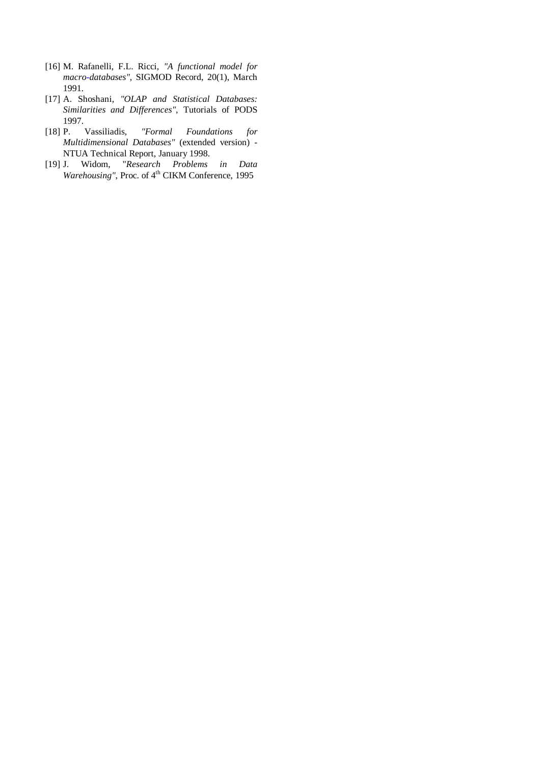[16] M. Rafanelli, F.L. Ricci, *"A functional model for macro-databases"*, SIGMOD Record, 20(1), March 1991.

[17] A. Shoshani, *"OLAP and Statistical Databases: Similarities and Differences"*, Tutorials of PODS 1997.

[18] P. Vassiliadis, *"Formal Foundations for Multidimensional Databases"* (extended version) - NTUA Technical Report, January 1998.

[19] J. Widom, "*Research Problems in Data Warehousing"*, Proc. of 4th CIKM Conference, 1995